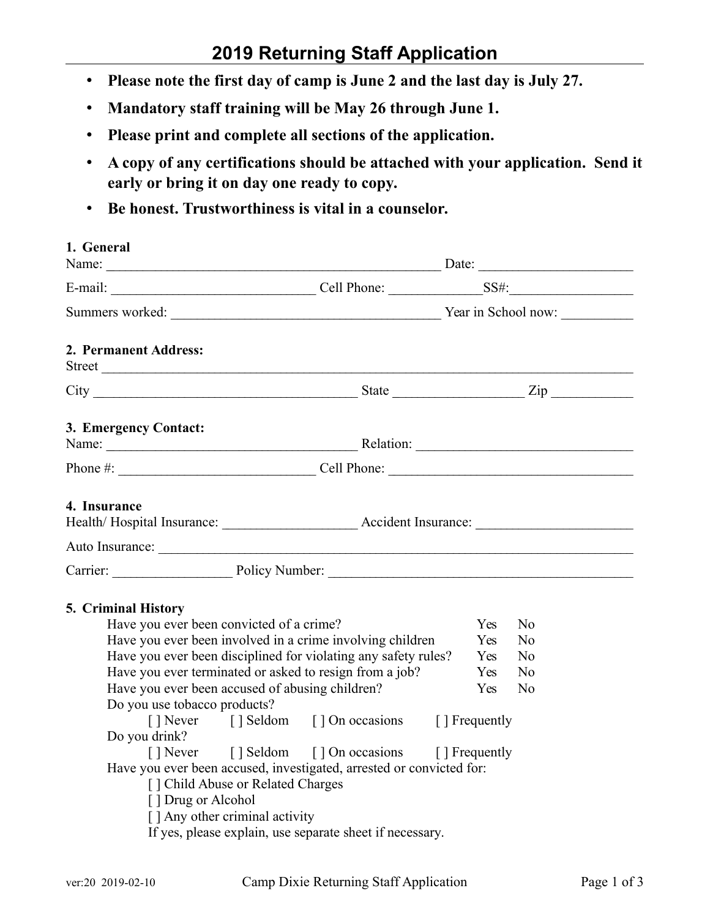# 2019 Returning Staff Application

- **Please note the first day of camp is June 2 and the last day is July 27.**
- **Mandatory staff training will be May 26 through June 1.**
- **Please print and complete all sections of the application.**
- **A copy of any certifications should be attached with your application. Send it early or bring it on day one ready to copy.**
- **Be honest. Trustworthiness is vital in a counselor.**

**1. General**

Name: _________________________________________________ Date: ______________________

E-mail: ______________________________ Cell Phone: _____________SS#:_________________

Summers worked: ________________________________________ Year in School now: __________

**2. Permanent Address:**

Street ________________________________________________________________________________

City _______________________________________ State __________________ Zip ___________

**3. Emergency Contact:**

Name: ____________________________________ Relation: ______________________________

Phone #: ____________________________ Cell Phone: __________________________________

**4. Insurance**

Health/ Hospital Insurance: ___________________ Accident Insurance: ______________________

Auto Insurance: _________________________________________________________________________

Carrier: _________________ Policy Number: ____________________________________________

**5. Criminal History**

Have you ever been convicted of a crime? Yes No

Have you ever been involved in a crime involving children Yes No

Have you ever been disciplined for violating any safety rules? Yes No

Have you ever terminated or asked to resign from a job? Yes No

Have you ever been accused of abusing children? Yes No

Do you use tobacco products?

[ ] Never [ ] Seldom [ ] On occasions [ ] Frequently

Do you drink?

[ ] Never [ ] Seldom [ ] On occasions [ ] Frequently

Have you ever been accused, investigated, arrested or convicted for:

[ ] Child Abuse or Related Charges

[ ] Drug or Alcohol

[ ] Any other criminal activity

If yes, please explain, use separate sheet if necessary.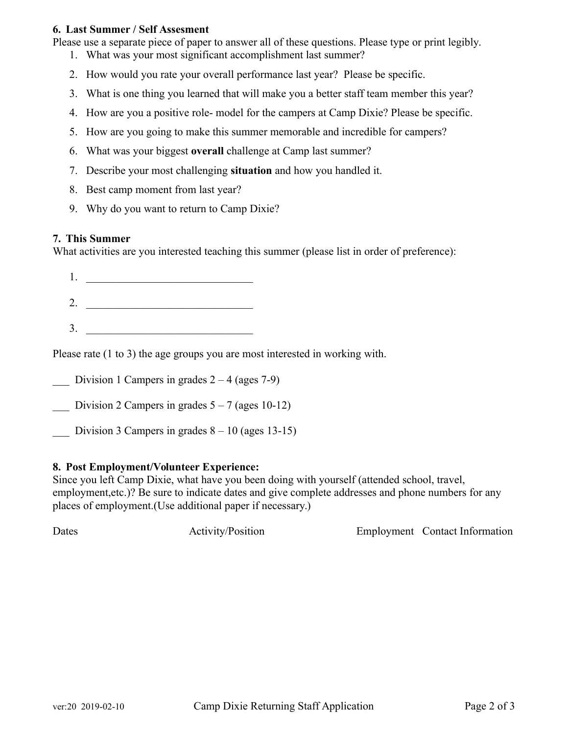## 6. Last Summer / Self Assesment

Please use a separate piece of paper to answer all of these questions. Please type or print legibly.

1. What was your most significant accomplishment last summer?
2. How would you rate your overall performance last year? Please be specific.
3. What is one thing you learned that will make you a better staff team member this year?
4. How are you a positive role- model for the campers at Camp Dixie? Please be specific.
5. How are you going to make this summer memorable and incredible for campers?
6. What was your biggest **overall** challenge at Camp last summer?
7. Describe your most challenging **situation** and how you handled it.
8. Best camp moment from last year?
9. Why do you want to return to Camp Dixie?

## 7. This Summer

What activities are you interested teaching this summer (please list in order of preference):

1. ______________________________
2. ______________________________
3. ______________________________

Please rate (1 to 3) the age groups you are most interested in working with.

___ Division 1 Campers in grades 2 – 4 (ages 7-9)

___ Division 2 Campers in grades 5 – 7 (ages 10-12)

___ Division 3 Campers in grades 8 – 10 (ages 13-15)

## 8. Post Employment/Volunteer Experience:

Since you left Camp Dixie, what have you been doing with yourself (attended school, travel, employment,etc.)? Be sure to indicate dates and give complete addresses and phone numbers for any places of employment.(Use additional paper if necessary.)

| Dates | Activity/Position | Employment Contact Information |
| --- | --- | --- |
| | | |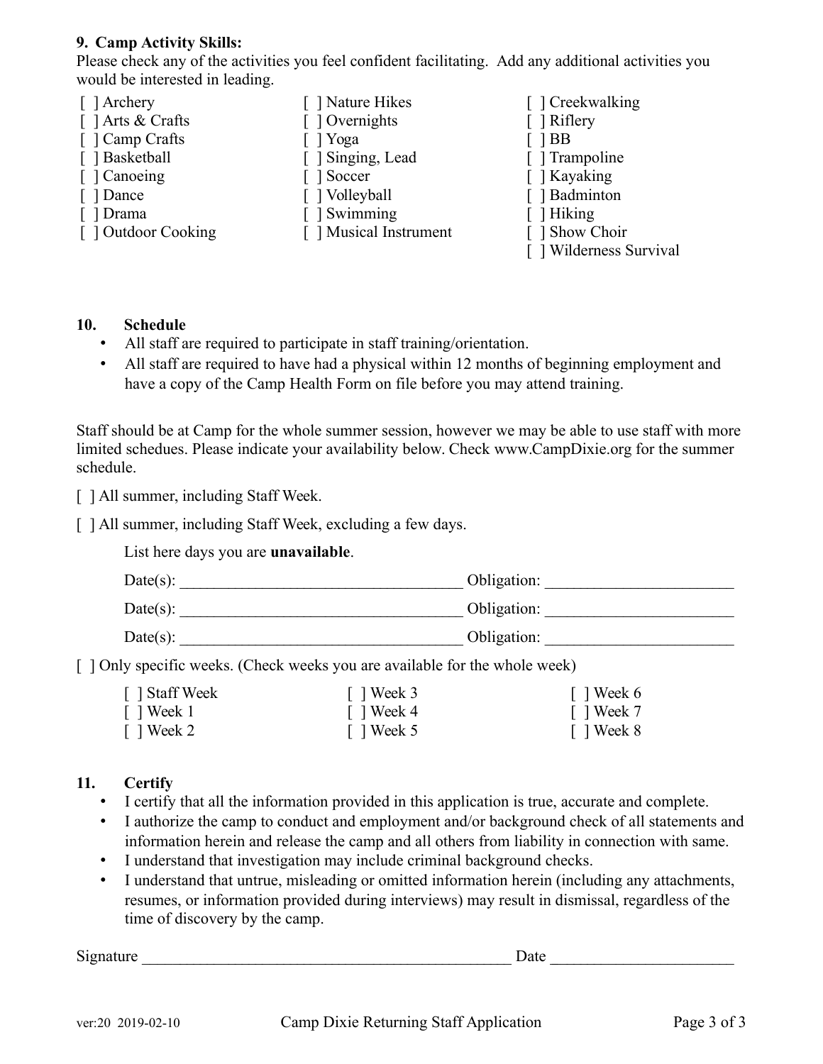**9. Camp Activity Skills:**
Please check any of the activities you feel confident facilitating. Add any additional activities you would be interested in leading.

[ ] Archery
[ ] Arts & Crafts
[ ] Camp Crafts
[ ] Basketball
[ ] Canoeing
[ ] Dance
[ ] Drama
[ ] Outdoor Cooking
[ ] Nature Hikes
[ ] Overnights
[ ] Yoga
[ ] Singing, Lead
[ ] Soccer
[ ] Volleyball
[ ] Swimming
[ ] Musical Instrument
[ ] Creekwalking
[ ] Riflery
[ ] BB
[ ] Trampoline
[ ] Kayaking
[ ] Badminton
[ ] Hiking
[ ] Show Choir
[ ] Wilderness Survival

**10. Schedule**

- All staff are required to participate in staff training/orientation.
- All staff are required to have had a physical within 12 months of beginning employment and have a copy of the Camp Health Form on file before you may attend training.

Staff should be at Camp for the whole summer session, however we may be able to use staff with more limited schedues. Please indicate your availability below. Check www.CampDixie.org for the summer schedule.

[ ] All summer, including Staff Week.

[ ] All summer, including Staff Week, excluding a few days.

List here days you are **unavailable**.

Date(s): ___________________________________ Obligation: _______________________

Date(s): ___________________________________ Obligation: _______________________

Date(s): ___________________________________ Obligation: _______________________

[ ] Only specific weeks. (Check weeks you are available for the whole week)

[ ] Staff Week
[ ] Week 1
[ ] Week 2
[ ] Week 3
[ ] Week 4
[ ] Week 5
[ ] Week 6
[ ] Week 7
[ ] Week 8

**11. Certify**

- I certify that all the information provided in this application is true, accurate and complete.
- I authorize the camp to conduct and employment and/or background check of all statements and information herein and release the camp and all others from liability in connection with same.
- I understand that investigation may include criminal background checks.
- I understand that untrue, misleading or omitted information herein (including any attachments, resumes, or information provided during interviews) may result in dismissal, regardless of the time of discovery by the camp.

Signature ______________________________________________ Date ______________________